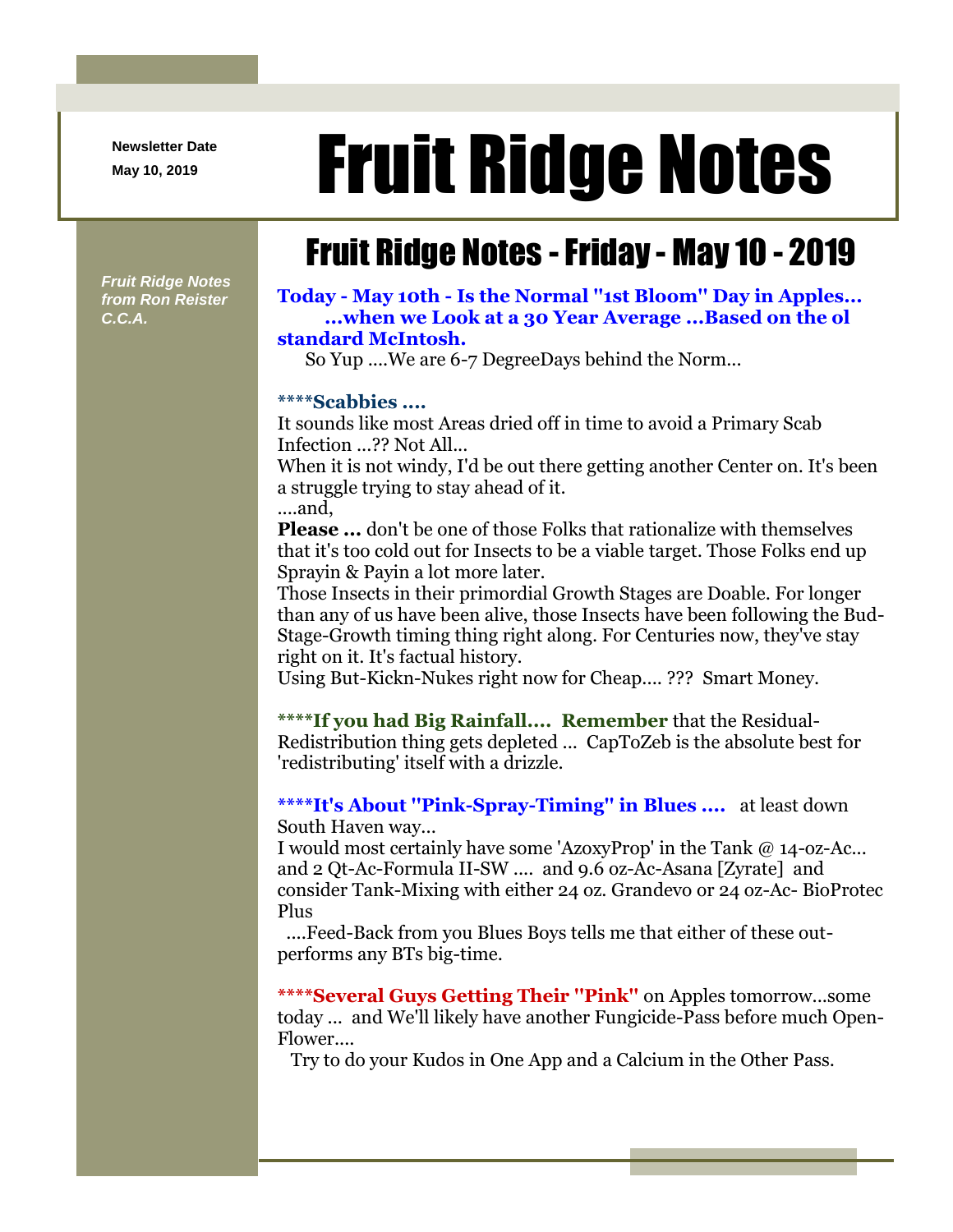Newsletter Date

May 10, 2019

# Fruit Ridge Notes

*Fruit Ridge Notes from Ron Reister C.C.A.*

## Fruit Ridge Notes - Friday - May 10 - 2019

**Today - May 10th - Is the Normal "1st Bloom" Day in Apples... ...when we Look at a 30 Year Average ...Based on the ol standard McIntosh.**

So Yup ....We are 6-7 DegreeDays behind the Norm...

**\*\*\*\*Scabbies ....**

It sounds like most Areas dried off in time to avoid a Primary Scab Infection ...?? Not All...

When it is not windy, I'd be out there getting another Center on. It's been a struggle trying to stay ahead of it.

....and,

**Please ...** don't be one of those Folks that rationalize with themselves that it's too cold out for Insects to be a viable target. Those Folks end up Sprayin & Payin a lot more later.

Those Insects in their primordial Growth Stages are Doable. For longer than any of us have been alive, those Insects have been following the Bud-Stage-Growth timing thing right along. For Centuries now, they've stay right on it. It's factual history.

Using But-Kickn-Nukes right now for Cheap.... ??? Smart Money.

**\*\*\*\*If you had Big Rainfall.... Remember** that the Residual-Redistribution thing gets depleted ... CapToZeb is the absolute best for 'redistributing' itself with a drizzle.

**\*\*\*\*It's About "Pink-Spray-Timing" in Blues ....** at least down South Haven way...

I would most certainly have some 'AzoxyProp' in the Tank @ 14-oz-Ac... and 2 Qt-Ac-Formula II-SW .... and 9.6 oz-Ac-Asana [Zyrate] and consider Tank-Mixing with either 24 oz. Grandevo or 24 oz-Ac- BioProtec Plus

....Feed-Back from you Blues Boys tells me that either of these out-performs any BTs big-time.

**\*\*\*\*Several Guys Getting Their "Pink"** on Apples tomorrow...some today ... and We'll likely have another Fungicide-Pass before much Open-Flower....

Try to do your Kudos in One App and a Calcium in the Other Pass.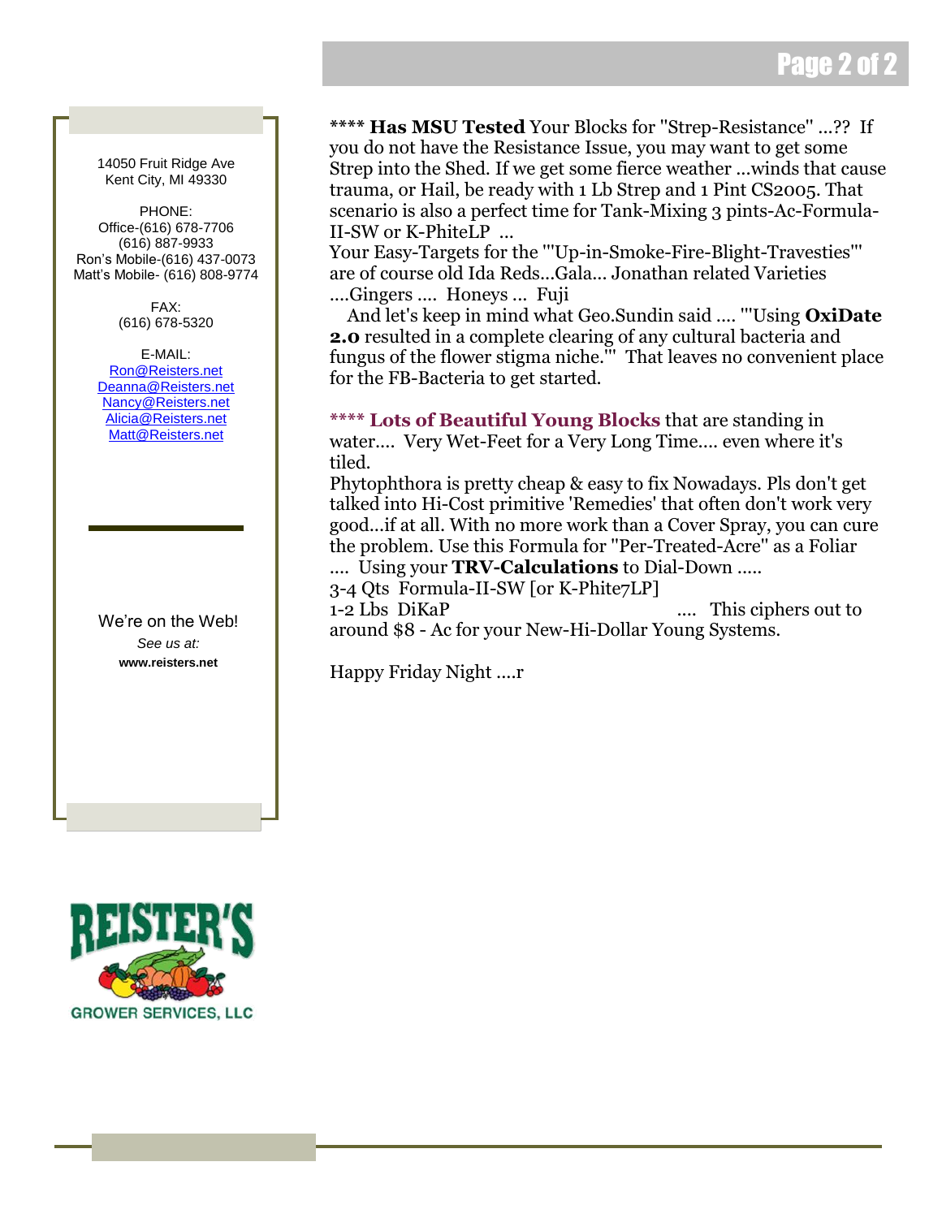14050 Fruit Ridge Ave
Kent City, MI 49330

PHONE:
Office-(616) 678-7706
(616) 887-9933
Ron's Mobile-(616) 437-0073
Matt's Mobile- (616) 808-9774

FAX:
(616) 678-5320

E-MAIL:
Ron@Reisters.net
Deanna@Reisters.net
Nancy@Reisters.net
Alicia@Reisters.net
Matt@Reisters.net

We're on the Web!
*See us at:*
**www.reisters.net**

REISTER'S GROWER SERVICES, LLC

**** **Has MSU Tested** Your Blocks for "Strep-Resistance" ...?? If you do not have the Resistance Issue, you may want to get some Strep into the Shed. If we get some fierce weather ...winds that cause trauma, or Hail, be ready with 1 Lb Strep and 1 Pint CS2005. That scenario is also a perfect time for Tank-Mixing 3 pints-Ac-Formula-II-SW or K-PhiteLP ...
Your Easy-Targets for the '"Up-in-Smoke-Fire-Blight-Travesties"' are of course old Ida Reds...Gala... Jonathan related Varieties ....Gingers .... Honeys ... Fuji
And let's keep in mind what Geo.Sundin said .... '"Using **OxiDate 2.0** resulted in a complete clearing of any cultural bacteria and fungus of the flower stigma niche."' That leaves no convenient place for the FB-Bacteria to get started.

**** **Lots of Beautiful Young Blocks** that are standing in water.... Very Wet-Feet for a Very Long Time.... even where it's tiled.
Phytophthora is pretty cheap & easy to fix Nowadays. Pls don't get talked into Hi-Cost primitive 'Remedies' that often don't work very good...if at all. With no more work than a Cover Spray, you can cure the problem. Use this Formula for "Per-Treated-Acre" as a Foliar .... Using your **TRV-Calculations** to Dial-Down .....
3-4 Qts Formula-II-SW [or K-Phite7LP]
1-2 Lbs DiKaP .... This ciphers out to around $8 - Ac for your New-Hi-Dollar Young Systems.

Happy Friday Night ....r